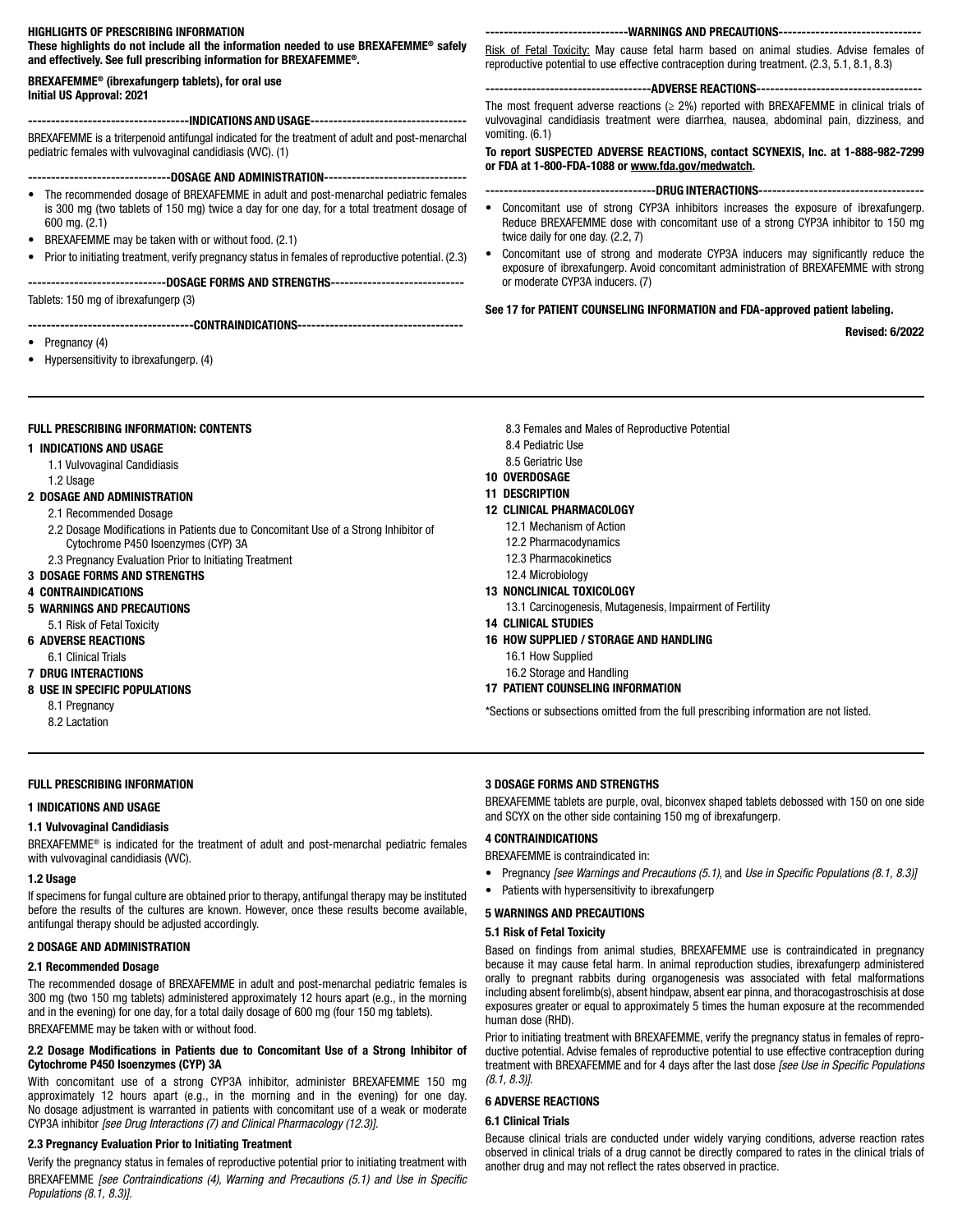**HIGHLIGHTS OF PRESCRIBING INFORMATION**
**These highlights do not include all the information needed to use BREXAFEMME® safely and effectively. See full prescribing information for BREXAFEMME®.**

**BREXAFEMME® (ibrexafungerp tablets), for oral use**
**Initial US Approval: 2021**

**----------------------------------INDICATIONS AND USAGE----------------------------------**

BREXAFEMME is a triterpenoid antifungal indicated for the treatment of adult and post-menarchal pediatric females with vulvovaginal candidiasis (VVC). (1)

**------------------------------DOSAGE AND ADMINISTRATION------------------------------**

- The recommended dosage of BREXAFEMME in adult and post-menarchal pediatric females is 300 mg (two tablets of 150 mg) twice a day for one day, for a total treatment dosage of 600 mg. (2.1)
- BREXAFEMME may be taken with or without food. (2.1)
- Prior to initiating treatment, verify pregnancy status in females of reproductive potential. (2.3)

**-----------------------------DOSAGE FORMS AND STRENGTHS-----------------------------**

Tablets: 150 mg of ibrexafungerp (3)

**-----------------------------------CONTRAINDICATIONS-----------------------------------**

- Pregnancy (4)
- Hypersensitivity to ibrexafungerp. (4)

**------------------------------WARNINGS AND PRECAUTIONS------------------------------**

Risk of Fetal Toxicity: May cause fetal harm based on animal studies. Advise females of reproductive potential to use effective contraception during treatment. (2.3, 5.1, 8.1, 8.3)

**-----------------------------------ADVERSE REACTIONS-----------------------------------**

The most frequent adverse reactions (≥ 2%) reported with BREXAFEMME in clinical trials of vulvovaginal candidiasis treatment were diarrhea, nausea, abdominal pain, dizziness, and vomiting. (6.1)

**To report SUSPECTED ADVERSE REACTIONS, contact SCYNEXIS, Inc. at 1-888-982-7299 or FDA at 1-800-FDA-1088 or www.fda.gov/medwatch.**

**-----------------------------------DRUG INTERACTIONS-----------------------------------**

- Concomitant use of strong CYP3A inhibitors increases the exposure of ibrexafungerp. Reduce BREXAFEMME dose with concomitant use of a strong CYP3A inhibitor to 150 mg twice daily for one day. (2.2, 7)
- Concomitant use of strong and moderate CYP3A inducers may significantly reduce the exposure of ibrexafungerp. Avoid concomitant administration of BREXAFEMME with strong or moderate CYP3A inducers. (7)

**See 17 for PATIENT COUNSELING INFORMATION and FDA-approved patient labeling.**

**Revised: 6/2022**

---

**FULL PRESCRIBING INFORMATION: CONTENTS**

**1 INDICATIONS AND USAGE**
- 1.1 Vulvovaginal Candidiasis
- 1.2 Usage

**2 DOSAGE AND ADMINISTRATION**
- 2.1 Recommended Dosage
- 2.2 Dosage Modifications in Patients due to Concomitant Use of a Strong Inhibitor of Cytochrome P450 Isoenzymes (CYP) 3A
- 2.3 Pregnancy Evaluation Prior to Initiating Treatment

**3 DOSAGE FORMS AND STRENGTHS**

**4 CONTRAINDICATIONS**

**5 WARNINGS AND PRECAUTIONS**
- 5.1 Risk of Fetal Toxicity

**6 ADVERSE REACTIONS**
- 6.1 Clinical Trials

**7 DRUG INTERACTIONS**

**8 USE IN SPECIFIC POPULATIONS**
- 8.1 Pregnancy
- 8.2 Lactation
- 8.3 Females and Males of Reproductive Potential
- 8.4 Pediatric Use
- 8.5 Geriatric Use

**10 OVERDOSAGE**

**11 DESCRIPTION**

**12 CLINICAL PHARMACOLOGY**
- 12.1 Mechanism of Action
- 12.2 Pharmacodynamics
- 12.3 Pharmacokinetics
- 12.4 Microbiology

**13 NONCLINICAL TOXICOLOGY**
- 13.1 Carcinogenesis, Mutagenesis, Impairment of Fertility

**14 CLINICAL STUDIES**

**16 HOW SUPPLIED / STORAGE AND HANDLING**
- 16.1 How Supplied
- 16.2 Storage and Handling

**17 PATIENT COUNSELING INFORMATION**

*Sections or subsections omitted from the full prescribing information are not listed.

---

# FULL PRESCRIBING INFORMATION

## 1 INDICATIONS AND USAGE

### 1.1 Vulvovaginal Candidiasis

BREXAFEMME® is indicated for the treatment of adult and post-menarchal pediatric females with vulvovaginal candidiasis (VVC).

### 1.2 Usage

If specimens for fungal culture are obtained prior to therapy, antifungal therapy may be instituted before the results of the cultures are known. However, once these results become available, antifungal therapy should be adjusted accordingly.

## 2 DOSAGE AND ADMINISTRATION

### 2.1 Recommended Dosage

The recommended dosage of BREXAFEMME in adult and post-menarchal pediatric females is 300 mg (two 150 mg tablets) administered approximately 12 hours apart (e.g., in the morning and in the evening) for one day, for a total daily dosage of 600 mg (four 150 mg tablets).

BREXAFEMME may be taken with or without food.

### 2.2 Dosage Modifications in Patients due to Concomitant Use of a Strong Inhibitor of Cytochrome P450 Isoenzymes (CYP) 3A

With concomitant use of a strong CYP3A inhibitor, administer BREXAFEMME 150 mg approximately 12 hours apart (e.g., in the morning and in the evening) for one day. No dosage adjustment is warranted in patients with concomitant use of a weak or moderate CYP3A inhibitor *[see Drug Interactions (7) and Clinical Pharmacology (12.3)]*.

### 2.3 Pregnancy Evaluation Prior to Initiating Treatment

Verify the pregnancy status in females of reproductive potential prior to initiating treatment with BREXAFEMME *[see Contraindications (4), Warning and Precautions (5.1) and Use in Specific Populations (8.1, 8.3)]*.

## 3 DOSAGE FORMS AND STRENGTHS

BREXAFEMME tablets are purple, oval, biconvex shaped tablets debossed with 150 on one side and SCYX on the other side containing 150 mg of ibrexafungerp.

## 4 CONTRAINDICATIONS

BREXAFEMME is contraindicated in:

- Pregnancy *[see Warnings and Precautions (5.1)*, and *Use in Specific Populations (8.1, 8.3)]*
- Patients with hypersensitivity to ibrexafungerp

## 5 WARNINGS AND PRECAUTIONS

### 5.1 Risk of Fetal Toxicity

Based on findings from animal studies, BREXAFEMME use is contraindicated in pregnancy because it may cause fetal harm. In animal reproduction studies, ibrexafungerp administered orally to pregnant rabbits during organogenesis was associated with fetal malformations including absent forelimb(s), absent hindpaw, absent ear pinna, and thoracogastroschisis at dose exposures greater or equal to approximately 5 times the human exposure at the recommended human dose (RHD).

Prior to initiating treatment with BREXAFEMME, verify the pregnancy status in females of reproductive potential. Advise females of reproductive potential to use effective contraception during treatment with BREXAFEMME and for 4 days after the last dose *[see Use in Specific Populations (8.1, 8.3)]*.

## 6 ADVERSE REACTIONS

### 6.1 Clinical Trials

Because clinical trials are conducted under widely varying conditions, adverse reaction rates observed in clinical trials of a drug cannot be directly compared to rates in the clinical trials of another drug and may not reflect the rates observed in practice.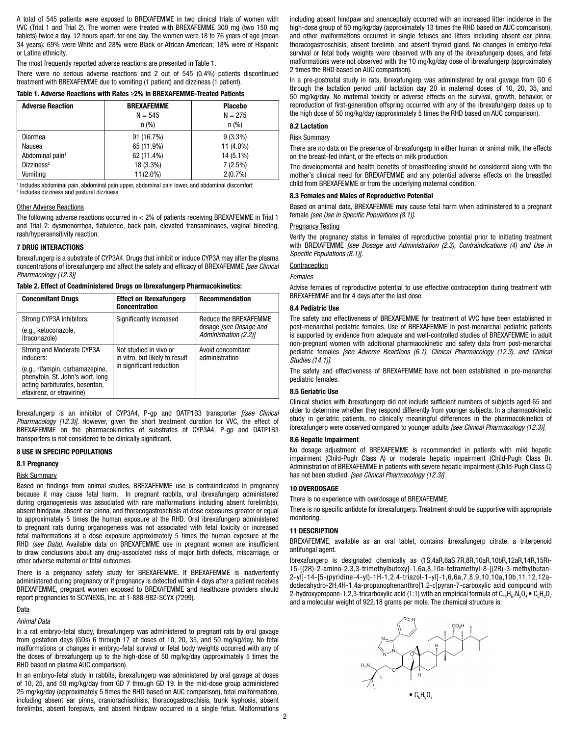A total of 545 patients were exposed to BREXAFEMME in two clinical trials of women with VVC (Trial 1 and Trial 2). The women were treated with BREXAFEMME 300 mg (two 150 mg tablets) twice a day, 12 hours apart, for one day. The women were 18 to 76 years of age (mean 34 years); 69% were White and 28% were Black or African American; 18% were of Hispanic or Latina ethnicity.

The most frequently reported adverse reactions are presented in Table 1.

There were no serious adverse reactions and 2 out of 545 (0.4%) patients discontinued treatment with BREXAFEMME due to vomiting (1 patient) and dizziness (1 patient).

**Table 1. Adverse Reactions with Rates ≥2% in BREXAFEMME-Treated Patients**

| Adverse Reaction | BREXAFEMME N = 545 n (%) | Placebo N = 275 n (%) |
|---|---|---|
| Diarrhea | 91 (16.7%) | 9 (3.3%) |
| Nausea | 65 (11.9%) | 11 (4.0%) |
| Abdominal pain[1] | 62 (11.4%) | 14 (5.1%) |
| Dizziness[2] | 18 (3.3%) | 7 (2.5%) |
| Vomiting | 11 (2.0%) | 2 (0.7%) |

[1] Includes abdominal pain, abdominal pain upper, abdominal pain lower, and abdominal discomfort
[2] Includes dizziness and postural dizziness

Other Adverse Reactions

The following adverse reactions occurred in < 2% of patients receiving BREXAFEMME in Trial 1 and Trial 2: dysmenorrhea, flatulence, back pain, elevated transaminases, vaginal bleeding, rash/hypersensitivity reaction.

## 7 DRUG INTERACTIONS

Ibrexafungerp is a substrate of CYP3A4. Drugs that inhibit or induce CYP3A may alter the plasma concentrations of ibrexafungerp and affect the safety and efficacy of BREXAFEMME *[see Clinical Pharmacology (12.3)]*

**Table 2. Effect of Coadministered Drugs on Ibrexafungerp Pharmacokinetics:**

| Concomitant Drugs | Effect on Ibrexafungerp Concentration | Recommendation |
|---|---|---|
| Strong CYP3A inhibitors: (e.g., ketoconazole, itraconazole) | Significantly increased | Reduce the BREXAFEMME dosage *[see Dosage and Administration (2.2)]* |
| Strong and Moderate CYP3A inducers: (e.g., rifampin, carbamazepine, phenytoin, St. John's wort, long acting barbiturates, bosentan, efavirenz, or etravirine) | Not studied in vivo or in vitro, but likely to result in significant reduction | Avoid concomitant administration |

Ibrexafungerp is an inhibitor of CYP3A4, P-gp and OATP1B3 transporter *[(see Clinical Pharmacology (12.3)]*. However, given the short treatment duration for VVC, the effect of BREXAFEMME on the pharmacokinetics of substrates of CYP3A4, P-gp and OATP1B3 transporters is not considered to be clinically significant.

## 8 USE IN SPECIFIC POPULATIONS

### 8.1 Pregnancy

Risk Summary

Based on findings from animal studies, BREXAFEMME use is contraindicated in pregnancy because it may cause fetal harm. In pregnant rabbits, oral ibrexafungerp administered during organogenesis was associated with rare malformations including absent forelimb(s), absent hindpaw, absent ear pinna, and thoracogastroschisis at dose exposures greater or equal to approximately 5 times the human exposure at the RHD. Oral ibrexafungerp administered to pregnant rats during organogenesis was not associated with fetal toxicity or increased fetal malformations at a dose exposure approximately 5 times the human exposure at the RHD *(see Data)*. Available data on BREXAFEMME use in pregnant women are insufficient to draw conclusions about any drug-associated risks of major birth defects, miscarriage, or other adverse maternal or fetal outcomes.

There is a pregnancy safety study for BREXAFEMME. If BREXAFEMME is inadvertently administered during pregnancy or if pregnancy is detected within 4 days after a patient receives BREXAFEMME, pregnant women exposed to BREXAFEMME and healthcare providers should report pregnancies to SCYNEXIS, Inc. at 1-888-982-SCYX (7299).

Data

*Animal Data*

In a rat embryo-fetal study, ibrexafungerp was administered to pregnant rats by oral gavage from gestation days (GDs) 6 through 17 at doses of 10, 20, 35, and 50 mg/kg/day. No fetal malformations or changes in embryo-fetal survival or fetal body weights occurred with any of the doses of ibrexafungerp up to the high-dose of 50 mg/kg/day (approximately 5 times the RHD based on plasma AUC comparison).

In an embryo-fetal study in rabbits, ibrexafungerp was administered by oral gavage at doses of 10, 25, and 50 mg/kg/day from GD 7 through GD 19. In the mid-dose group administered 25 mg/kg/day (approximately 5 times the RHD based on AUC comparison), fetal malformations, including absent ear pinna, craniorachischisis, thoracogastroschisis, trunk kyphosis, absent forelimbs, absent forepaws, and absent hindpaw occurred in a single fetus. Malformations including absent hindpaw and anencephaly occurred with an increased litter incidence in the high-dose group of 50 mg/kg/day (approximately 13 times the RHD based on AUC comparison), and other malformations occurred in single fetuses and litters including absent ear pinna, thoracogastroschisis, absent forelimb, and absent thyroid gland. No changes in embryo-fetal survival or fetal body weights were observed with any of the ibrexafungerp doses, and fetal malformations were not observed with the 10 mg/kg/day dose of ibrexafungerp (approximately 2 times the RHD based on AUC comparison).

In a pre-postnatal study in rats, ibrexafungerp was administered by oral gavage from GD 6 through the lactation period until lactation day 20 in maternal doses of 10, 20, 35, and 50 mg/kg/day. No maternal toxicity or adverse effects on the survival, growth, behavior, or reproduction of first-generation offspring occurred with any of the ibrexafungerp doses up to the high dose of 50 mg/kg/day (approximately 5 times the RHD based on AUC comparison).

### 8.2 Lactation

Risk Summary

There are no data on the presence of ibrexafungerp in either human or animal milk, the effects on the breast-fed infant, or the effects on milk production.

The developmental and health benefits of breastfeeding should be considered along with the mother's clinical need for BREXAFEMME and any potential adverse effects on the breastfed child from BREXAFEMME or from the underlying maternal condition.

### 8.3 Females and Males of Reproductive Potential

Based on animal data, BREXAFEMME may cause fetal harm when administered to a pregnant female *[see Use in Specific Populations (8.1)]*.

Pregnancy Testing

Verify the pregnancy status in females of reproductive potential prior to initiating treatment with BREXAFEMME *[see Dosage and Administration (2.3), Contraindications (4) and Use in Specific Populations (8.1)]*.

Contraception

*Females*

Advise females of reproductive potential to use effective contraception during treatment with BREXAFEMME and for 4 days after the last dose.

### 8.4 Pediatric Use

The safety and effectiveness of BREXAFEMME for treatment of VVC have been established in post-menarchal pediatric females. Use of BREXAFEMME in post-menarchal pediatric patients is supported by evidence from adequate and well-controlled studies of BREXAFEMME in adult non-pregnant women with additional pharmacokinetic and safety data from post-menarchal pediatric females *[see Adverse Reactions (6.1), Clinical Pharmacology (12.3), and Clinical Studies (14.1)]*.

The safety and effectiveness of BREXAFEMME have not been established in pre-menarchal pediatric females.

### 8.5 Geriatric Use

Clinical studies with ibrexafungerp did not include sufficient numbers of subjects aged 65 and older to determine whether they respond differently from younger subjects. In a pharmacokinetic study in geriatric patients, no clinically meaningful differences in the pharmacokinetics of ibrexafungerp were observed compared to younger adults *[see Clinical Pharmacology (12.3)]*.

### 8.6 Hepatic Impairment

No dosage adjustment of BREXAFEMME is recommended in patients with mild hepatic impairment (Child-Pugh Class A) or moderate hepatic impairment (Child-Pugh Class B). Administration of BREXAFEMME in patients with severe hepatic impairment (Child-Pugh Class C) has not been studied. *[see Clinical Pharmacology (12.3)]*.

## 10 OVERDOSAGE

There is no experience with overdosage of BREXAFEMME.

There is no specific antidote for ibrexafungerp. Treatment should be supportive with appropriate monitoring.

## 11 DESCRIPTION

BREXAFEMME, available as an oral tablet, contains ibrexafungerp citrate, a triterpenoid antifungal agent.

Ibrexafungerp is designated chemically as (1S,4aR,6aS,7R,8R,10aR,10bR,12aR,14R,15R)-15-[(2R)-2-amino-2,3,3-trimethylbutoxy]-1,6a,8,10a-tetramethyl-8-[(2R)-3-methylbutan-2-yl]-14-[5-(pyridine-4-yl)-1H-1,2,4-triazol-1-yl]-1,6,6a,7,8,9,10,10a,10b,11,12,12a-dodecahydro-2H,4H-1,4a-propanophenanthro[1,2-c]pyran-7-carboxylic acid compound with 2-hydroxypropane-1,2,3-tricarboxylic acid (1:1) with an empirical formula of $C_{44}H_{67}N_5O_4 \bullet C_6H_8O_7$ and a molecular weight of 922.18 grams per mole. The chemical structure is:

$\bullet\ C_6H_8O_7$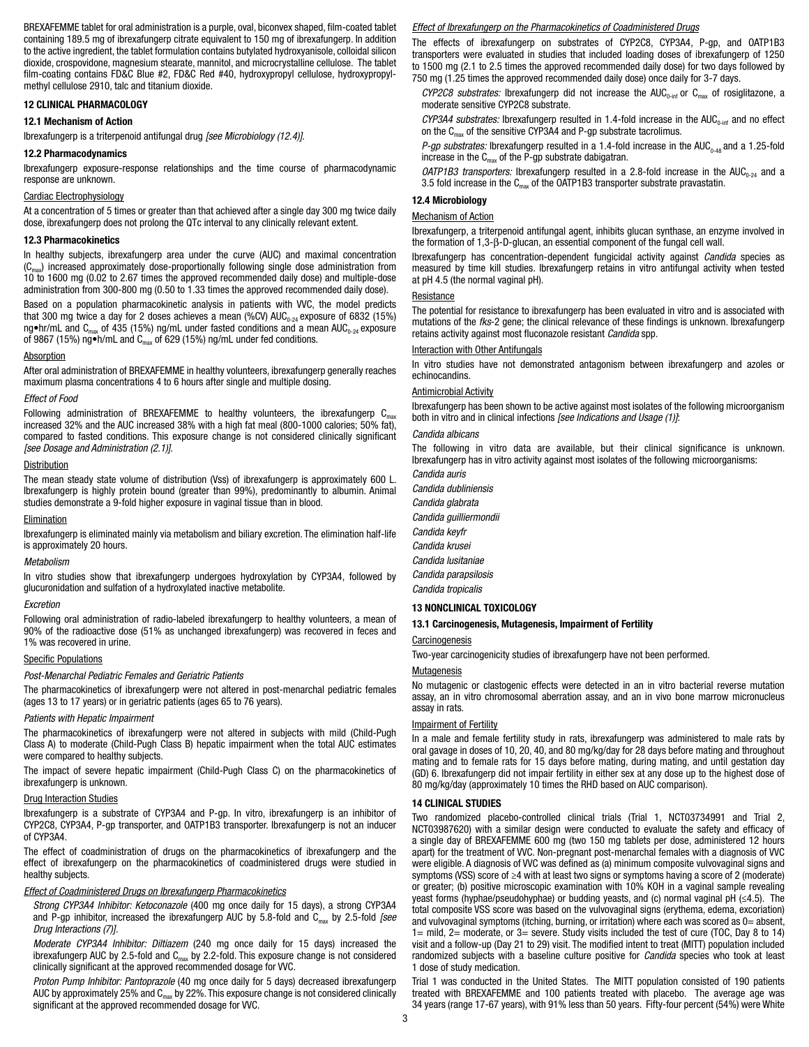BREXAFEMME tablet for oral administration is a purple, oval, biconvex shaped, film-coated tablet containing 189.5 mg of ibrexafungerp citrate equivalent to 150 mg of ibrexafungerp. In addition to the active ingredient, the tablet formulation contains butylated hydroxyanisole, colloidal silicon dioxide, crospovidone, magnesium stearate, mannitol, and microcrystalline cellulose. The tablet film-coating contains FD&C Blue #2, FD&C Red #40, hydroxypropyl cellulose, hydroxypropylmethyl cellulose 2910, talc and titanium dioxide.

## 12 CLINICAL PHARMACOLOGY

### 12.1 Mechanism of Action

Ibrexafungerp is a triterpenoid antifungal drug *[see Microbiology (12.4)]*.

### 12.2 Pharmacodynamics

Ibrexafungerp exposure-response relationships and the time course of pharmacodynamic response are unknown.

Cardiac Electrophysiology

At a concentration of 5 times or greater than that achieved after a single day 300 mg twice daily dose, ibrexafungerp does not prolong the QTc interval to any clinically relevant extent.

### 12.3 Pharmacokinetics

In healthy subjects, ibrexafungerp area under the curve (AUC) and maximal concentration ($C_{max}$) increased approximately dose-proportionally following single dose administration from 10 to 1600 mg (0.02 to 2.67 times the approved recommended daily dose) and multiple-dose administration from 300-800 mg (0.50 to 1.33 times the approved recommended daily dose).

Based on a population pharmacokinetic analysis in patients with VVC, the model predicts that 300 mg twice a day for 2 doses achieves a mean (%CV) $AUC_{0-24}$ exposure of 6832 (15%) ng•hr/mL and $C_{max}$ of 435 (15%) ng/mL under fasted conditions and a mean $AUC_{0-24}$ exposure of 9867 (15%) ng•h/mL and $C_{max}$ of 629 (15%) ng/mL under fed conditions.

Absorption

After oral administration of BREXAFEMME in healthy volunteers, ibrexafungerp generally reaches maximum plasma concentrations 4 to 6 hours after single and multiple dosing.

*Effect of Food*

Following administration of BREXAFEMME to healthy volunteers, the ibrexafungerp $C_{max}$ increased 32% and the AUC increased 38% with a high fat meal (800-1000 calories; 50% fat), compared to fasted conditions. This exposure change is not considered clinically significant *[see Dosage and Administration (2.1)]*.

Distribution

The mean steady state volume of distribution (Vss) of ibrexafungerp is approximately 600 L. Ibrexafungerp is highly protein bound (greater than 99%), predominantly to albumin. Animal studies demonstrate a 9-fold higher exposure in vaginal tissue than in blood.

Elimination

Ibrexafungerp is eliminated mainly via metabolism and biliary excretion. The elimination half-life is approximately 20 hours.

*Metabolism*

In vitro studies show that ibrexafungerp undergoes hydroxylation by CYP3A4, followed by glucuronidation and sulfation of a hydroxylated inactive metabolite.

*Excretion*

Following oral administration of radio-labeled ibrexafungerp to healthy volunteers, a mean of 90% of the radioactive dose (51% as unchanged ibrexafungerp) was recovered in feces and 1% was recovered in urine.

Specific Populations

*Post-Menarchal Pediatric Females and Geriatric Patients*

The pharmacokinetics of ibrexafungerp were not altered in post-menarchal pediatric females (ages 13 to 17 years) or in geriatric patients (ages 65 to 76 years).

*Patients with Hepatic Impairment*

The pharmacokinetics of ibrexafungerp were not altered in subjects with mild (Child-Pugh Class A) to moderate (Child-Pugh Class B) hepatic impairment when the total AUC estimates were compared to healthy subjects.

The impact of severe hepatic impairment (Child-Pugh Class C) on the pharmacokinetics of ibrexafungerp is unknown.

Drug Interaction Studies

Ibrexafungerp is a substrate of CYP3A4 and P-gp. In vitro, ibrexafungerp is an inhibitor of CYP2C8, CYP3A4, P-gp transporter, and OATP1B3 transporter. Ibrexafungerp is not an inducer of CYP3A4.

The effect of coadministration of drugs on the pharmacokinetics of ibrexafungerp and the effect of ibrexafungerp on the pharmacokinetics of coadministered drugs were studied in healthy subjects.

*Effect of Coadministered Drugs on Ibrexafungerp Pharmacokinetics*

*Strong CYP3A4 Inhibitor: Ketoconazole* (400 mg once daily for 15 days), a strong CYP3A4 and P-gp inhibitor, increased the ibrexafungerp AUC by 5.8-fold and $C_{max}$ by 2.5-fold *[see Drug Interactions (7)]*.

*Moderate CYP3A4 Inhibitor: Diltiazem* (240 mg once daily for 15 days) increased the ibrexafungerp AUC by 2.5-fold and $C_{max}$ by 2.2-fold. This exposure change is not considered clinically significant at the approved recommended dosage for VVC.

*Proton Pump Inhibitor: Pantoprazole* (40 mg once daily for 5 days) decreased ibrexafungerp AUC by approximately 25% and $C_{max}$ by 22%. This exposure change is not considered clinically significant at the approved recommended dosage for VVC.

*Effect of Ibrexafungerp on the Pharmacokinetics of Coadministered Drugs*

The effects of ibrexafungerp on substrates of CYP2C8, CYP3A4, P-gp, and OATP1B3 transporters were evaluated in studies that included loading doses of ibrexafungerp of 1250 to 1500 mg (2.1 to 2.5 times the approved recommended daily dose) for two days followed by 750 mg (1.25 times the approved recommended daily dose) once daily for 3-7 days.

*CYP2C8 substrates:* Ibrexafungerp did not increase the $AUC_{0-inf}$ or $C_{max}$ of rosiglitazone, a moderate sensitive CYP2C8 substrate.

*CYP3A4 substrates:* Ibrexafungerp resulted in 1.4-fold increase in the $AUC_{0-inf}$ and no effect on the $C_{max}$ of the sensitive CYP3A4 and P-gp substrate tacrolimus.

*P-gp substrates:* Ibrexafungerp resulted in a 1.4-fold increase in the $AUC_{0-48}$ and a 1.25-fold increase in the $C_{max}$ of the P-gp substrate dabigatran.

*OATP1B3 transporters:* Ibrexafungerp resulted in a 2.8-fold increase in the $AUC_{0-24}$ and a 3.5 fold increase in the $C_{max}$ of the OATP1B3 transporter substrate pravastatin.

### 12.4 Microbiology

Mechanism of Action

Ibrexafungerp, a triterpenoid antifungal agent, inhibits glucan synthase, an enzyme involved in the formation of 1,3-β-D-glucan, an essential component of the fungal cell wall.

Ibrexafungerp has concentration-dependent fungicidal activity against *Candida* species as measured by time kill studies. Ibrexafungerp retains in vitro antifungal activity when tested at pH 4.5 (the normal vaginal pH).

Resistance

The potential for resistance to ibrexafungerp has been evaluated in vitro and is associated with mutations of the *fks*-2 gene; the clinical relevance of these findings is unknown. Ibrexafungerp retains activity against most fluconazole resistant *Candida* spp.

Interaction with Other Antifungals

In vitro studies have not demonstrated antagonism between ibrexafungerp and azoles or echinocandins.

Antimicrobial Activity

Ibrexafungerp has been shown to be active against most isolates of the following microorganism both in vitro and in clinical infections *[see Indications and Usage (1)]*:

*Candida albicans*

The following in vitro data are available, but their clinical significance is unknown. Ibrexafungerp has in vitro activity against most isolates of the following microorganisms:

*Candida auris*
*Candida dubliniensis*
*Candida glabrata*
*Candida guilliermondii*
*Candida keyfr*
*Candida krusei*
*Candida lusitaniae*
*Candida parapsilosis*
*Candida tropicalis*

## 13 NONCLINICAL TOXICOLOGY

### 13.1 Carcinogenesis, Mutagenesis, Impairment of Fertility

Carcinogenesis

Two-year carcinogenicity studies of ibrexafungerp have not been performed.

Mutagenesis

No mutagenic or clastogenic effects were detected in an in vitro bacterial reverse mutation assay, an in vitro chromosomal aberration assay, and an in vivo bone marrow micronucleus assay in rats.

Impairment of Fertility

In a male and female fertility study in rats, ibrexafungerp was administered to male rats by oral gavage in doses of 10, 20, 40, and 80 mg/kg/day for 28 days before mating and throughout mating and to female rats for 15 days before mating, during mating, and until gestation day (GD) 6. Ibrexafungerp did not impair fertility in either sex at any dose up to the highest dose of 80 mg/kg/day (approximately 10 times the RHD based on AUC comparison).

## 14 CLINICAL STUDIES

Two randomized placebo-controlled clinical trials (Trial 1, NCT03734991 and Trial 2, NCT03987620) with a similar design were conducted to evaluate the safety and efficacy of a single day of BREXAFEMME 600 mg (two 150 mg tablets per dose, administered 12 hours apart) for the treatment of VVC. Non-pregnant post-menarchal females with a diagnosis of VVC were eligible. A diagnosis of VVC was defined as (a) minimum composite vulvovaginal signs and symptoms (VSS) score of ≥4 with at least two signs or symptoms having a score of 2 (moderate) or greater; (b) positive microscopic examination with 10% KOH in a vaginal sample revealing yeast forms (hyphae/pseudohyphae) or budding yeasts, and (c) normal vaginal pH (≤4.5). The total composite VSS score was based on the vulvovaginal signs (erythema, edema, excoriation) and vulvovaginal symptoms (itching, burning, or irritation) where each was scored as 0= absent, 1= mild, 2= moderate, or 3= severe. Study visits included the test of cure (TOC, Day 8 to 14) visit and a follow-up (Day 21 to 29) visit. The modified intent to treat (MITT) population included randomized subjects with a baseline culture positive for *Candida* species who took at least 1 dose of study medication.

Trial 1 was conducted in the United States. The MITT population consisted of 190 patients treated with BREXAFEMME and 100 patients treated with placebo. The average age was 34 years (range 17-67 years), with 91% less than 50 years. Fifty-four percent (54%) were White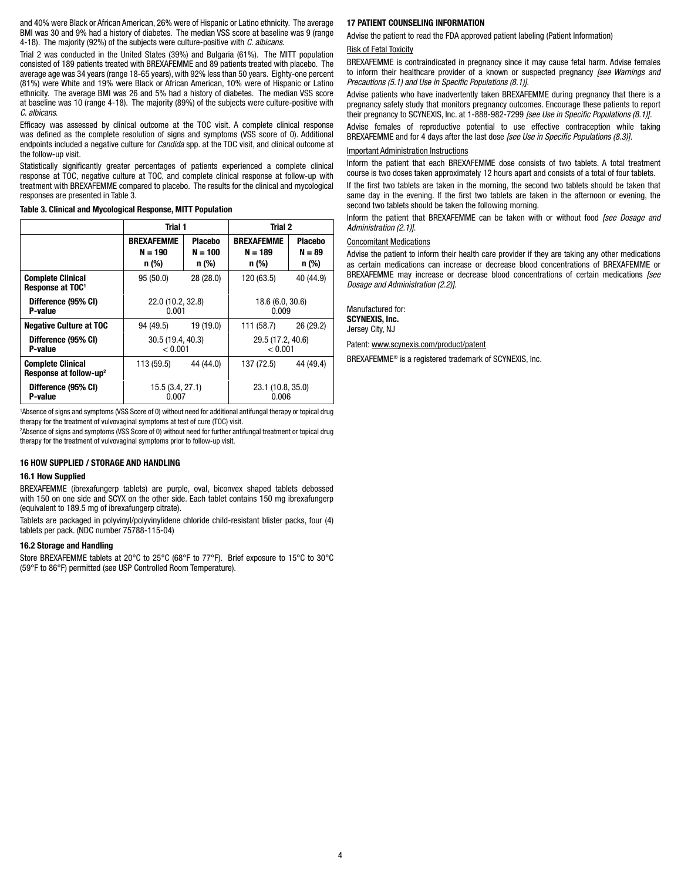and 40% were Black or African American, 26% were of Hispanic or Latino ethnicity. The average BMI was 30 and 9% had a history of diabetes. The median VSS score at baseline was 9 (range 4-18). The majority (92%) of the subjects were culture-positive with *C. albicans*.

Trial 2 was conducted in the United States (39%) and Bulgaria (61%). The MITT population consisted of 189 patients treated with BREXAFEMME and 89 patients treated with placebo. The average age was 34 years (range 18-65 years), with 92% less than 50 years. Eighty-one percent (81%) were White and 19% were Black or African American, 10% were of Hispanic or Latino ethnicity. The average BMI was 26 and 5% had a history of diabetes. The median VSS score at baseline was 10 (range 4-18). The majority (89%) of the subjects were culture-positive with *C. albicans*.

Efficacy was assessed by clinical outcome at the TOC visit. A complete clinical response was defined as the complete resolution of signs and symptoms (VSS score of 0). Additional endpoints included a negative culture for *Candida* spp. at the TOC visit, and clinical outcome at the follow-up visit.

Statistically significantly greater percentages of patients experienced a complete clinical response at TOC, negative culture at TOC, and complete clinical response at follow-up with treatment with BREXAFEMME compared to placebo. The results for the clinical and mycological responses are presented in Table 3.

**Table 3. Clinical and Mycological Response, MITT Population**

| | Trial 1 | | Trial 2 | |
|---|---|---|---|---|
| | **BREXAFEMME N = 190 n (%)** | **Placebo N = 100 n (%)** | **BREXAFEMME N = 189 n (%)** | **Placebo N = 89 n (%)** |
| **Complete Clinical Response at TOC[1]** | 95 (50.0) | 28 (28.0) | 120 (63.5) | 40 (44.9) |
| **Difference (95% CI) P-value** | 22.0 (10.2, 32.8) 0.001 | | 18.6 (6.0, 30.6) 0.009 | |
| **Negative Culture at TOC** | 94 (49.5) | 19 (19.0) | 111 (58.7) | 26 (29.2) |
| **Difference (95% CI) P-value** | 30.5 (19.4, 40.3) < 0.001 | | 29.5 (17.2, 40.6) < 0.001 | |
| **Complete Clinical Response at follow-up[2]** | 113 (59.5) | 44 (44.0) | 137 (72.5) | 44 (49.4) |
| **Difference (95% CI) P-value** | 15.5 (3.4, 27.1) 0.007 | | 23.1 (10.8, 35.0) 0.006 | |

[1]Absence of signs and symptoms (VSS Score of 0) without need for additional antifungal therapy or topical drug therapy for the treatment of vulvovaginal symptoms at test of cure (TOC) visit.
[2]Absence of signs and symptoms (VSS Score of 0) without need for further antifungal treatment or topical drug therapy for the treatment of vulvovaginal symptoms prior to follow-up visit.

## 16 HOW SUPPLIED / STORAGE AND HANDLING

### 16.1 How Supplied

BREXAFEMME (ibrexafungerp tablets) are purple, oval, biconvex shaped tablets debossed with 150 on one side and SCYX on the other side. Each tablet contains 150 mg ibrexafungerp (equivalent to 189.5 mg of ibrexafungerp citrate).

Tablets are packaged in polyvinyl/polyvinylidene chloride child-resistant blister packs, four (4) tablets per pack. (NDC number 75788-115-04)

### 16.2 Storage and Handling

Store BREXAFEMME tablets at 20°C to 25°C (68°F to 77°F). Brief exposure to 15°C to 30°C (59°F to 86°F) permitted (see USP Controlled Room Temperature).

## 17 PATIENT COUNSELING INFORMATION

Advise the patient to read the FDA approved patient labeling (Patient Information)

Risk of Fetal Toxicity

BREXAFEMME is contraindicated in pregnancy since it may cause fetal harm. Advise females to inform their healthcare provider of a known or suspected pregnancy *[see Warnings and Precautions (5.1) and Use in Specific Populations (8.1)]*.

Advise patients who have inadvertently taken BREXAFEMME during pregnancy that there is a pregnancy safety study that monitors pregnancy outcomes. Encourage these patients to report their pregnancy to SCYNEXIS, Inc. at 1-888-982-7299 *[see Use in Specific Populations (8.1)]*.

Advise females of reproductive potential to use effective contraception while taking BREXAFEMME and for 4 days after the last dose *[see Use in Specific Populations (8.3)]*.

Important Administration Instructions

Inform the patient that each BREXAFEMME dose consists of two tablets. A total treatment course is two doses taken approximately 12 hours apart and consists of a total of four tablets.

If the first two tablets are taken in the morning, the second two tablets should be taken that same day in the evening. If the first two tablets are taken in the afternoon or evening, the second two tablets should be taken the following morning.

Inform the patient that BREXAFEMME can be taken with or without food *[see Dosage and Administration (2.1)]*.

Concomitant Medications

Advise the patient to inform their health care provider if they are taking any other medications as certain medications can increase or decrease blood concentrations of BREXAFEMME or BREXAFEMME may increase or decrease blood concentrations of certain medications *[see Dosage and Administration (2.2)]*.

Manufactured for:
**SCYNEXIS, Inc.**
Jersey City, NJ

Patent: www.scynexis.com/product/patent

BREXAFEMME® is a registered trademark of SCYNEXIS, Inc.